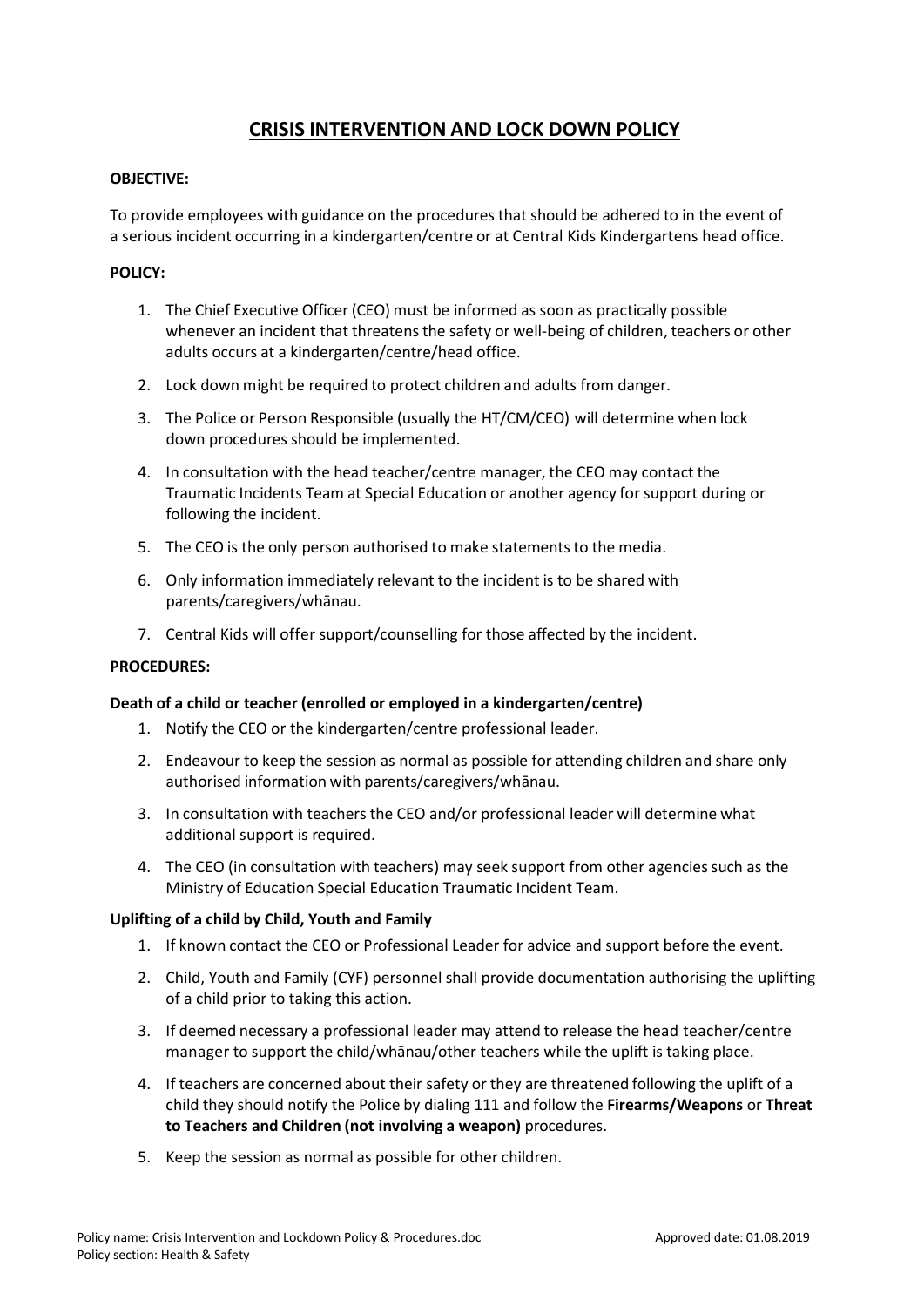# CRISIS INTERVENTION AND LOCK DOWN POLICY

**OBJECTIVE:**

To provide employees with guidance on the procedures that should be adhered to in the event of a serious incident occurring in a kindergarten/centre or at Central Kids Kindergartens head office.

**POLICY:**

1. The Chief Executive Officer (CEO) must be informed as soon as practically possible whenever an incident that threatens the safety or well-being of children, teachers or other adults occurs at a kindergarten/centre/head office.
2. Lock down might be required to protect children and adults from danger.
3. The Police or Person Responsible (usually the HT/CM/CEO) will determine when lock down procedures should be implemented.
4. In consultation with the head teacher/centre manager, the CEO may contact the Traumatic Incidents Team at Special Education or another agency for support during or following the incident.
5. The CEO is the only person authorised to make statements to the media.
6. Only information immediately relevant to the incident is to be shared with parents/caregivers/whānau.
7. Central Kids will offer support/counselling for those affected by the incident.

**PROCEDURES:**

**Death of a child or teacher (enrolled or employed in a kindergarten/centre)**

1. Notify the CEO or the kindergarten/centre professional leader.
2. Endeavour to keep the session as normal as possible for attending children and share only authorised information with parents/caregivers/whānau.
3. In consultation with teachers the CEO and/or professional leader will determine what additional support is required.
4. The CEO (in consultation with teachers) may seek support from other agencies such as the Ministry of Education Special Education Traumatic Incident Team.

**Uplifting of a child by Child, Youth and Family**

1. If known contact the CEO or Professional Leader for advice and support before the event.
2. Child, Youth and Family (CYF) personnel shall provide documentation authorising the uplifting of a child prior to taking this action.
3. If deemed necessary a professional leader may attend to release the head teacher/centre manager to support the child/whānau/other teachers while the uplift is taking place.
4. If teachers are concerned about their safety or they are threatened following the uplift of a child they should notify the Police by dialing 111 and follow the **Firearms/Weapons** or **Threat to Teachers and Children (not involving a weapon)** procedures.
5. Keep the session as normal as possible for other children.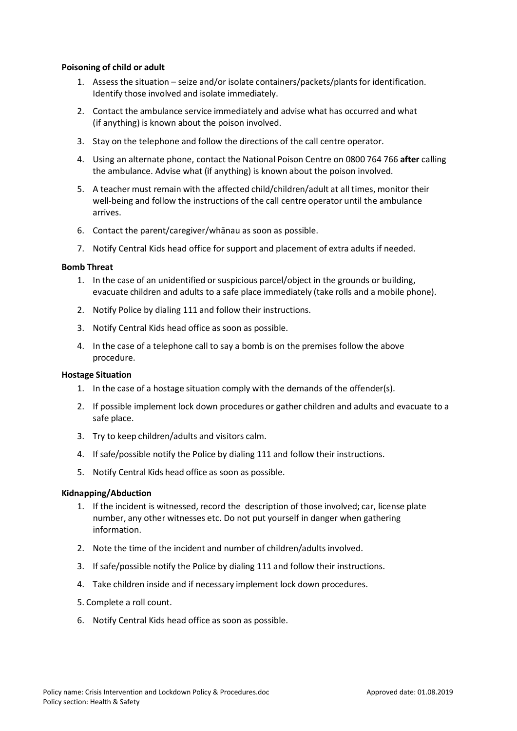**Poisoning of child or adult**

1. Assess the situation – seize and/or isolate containers/packets/plants for identification. Identify those involved and isolate immediately.
2. Contact the ambulance service immediately and advise what has occurred and what (if anything) is known about the poison involved.
3. Stay on the telephone and follow the directions of the call centre operator.
4. Using an alternate phone, contact the National Poison Centre on 0800 764 766 **after** calling the ambulance. Advise what (if anything) is known about the poison involved.
5. A teacher must remain with the affected child/children/adult at all times, monitor their well-being and follow the instructions of the call centre operator until the ambulance arrives.
6. Contact the parent/caregiver/whānau as soon as possible.
7. Notify Central Kids head office for support and placement of extra adults if needed.

**Bomb Threat**

1. In the case of an unidentified or suspicious parcel/object in the grounds or building, evacuate children and adults to a safe place immediately (take rolls and a mobile phone).
2. Notify Police by dialing 111 and follow their instructions.
3. Notify Central Kids head office as soon as possible.
4. In the case of a telephone call to say a bomb is on the premises follow the above procedure.

**Hostage Situation**

1. In the case of a hostage situation comply with the demands of the offender(s).
2. If possible implement lock down procedures or gather children and adults and evacuate to a safe place.
3. Try to keep children/adults and visitors calm.
4. If safe/possible notify the Police by dialing 111 and follow their instructions.
5. Notify Central Kids head office as soon as possible.

**Kidnapping/Abduction**

1. If the incident is witnessed, record the description of those involved; car, license plate number, any other witnesses etc. Do not put yourself in danger when gathering information.
2. Note the time of the incident and number of children/adults involved.
3. If safe/possible notify the Police by dialing 111 and follow their instructions.
4. Take children inside and if necessary implement lock down procedures.
5. Complete a roll count.
6. Notify Central Kids head office as soon as possible.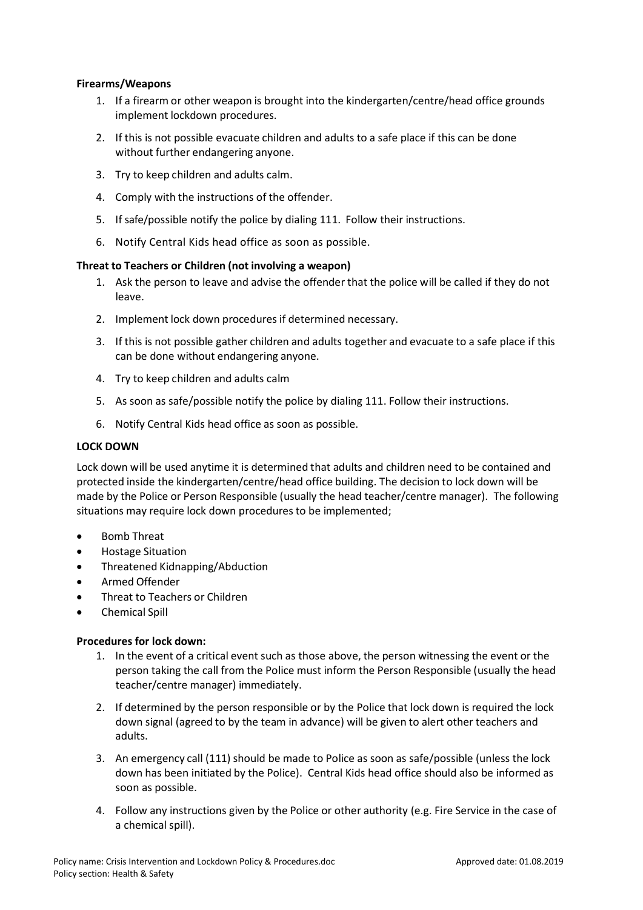**Firearms/Weapons**

1. If a firearm or other weapon is brought into the kindergarten/centre/head office grounds implement lockdown procedures.
2. If this is not possible evacuate children and adults to a safe place if this can be done without further endangering anyone.
3. Try to keep children and adults calm.
4. Comply with the instructions of the offender.
5. If safe/possible notify the police by dialing 111. Follow their instructions.
6. Notify Central Kids head office as soon as possible.

**Threat to Teachers or Children (not involving a weapon)**

1. Ask the person to leave and advise the offender that the police will be called if they do not leave.
2. Implement lock down procedures if determined necessary.
3. If this is not possible gather children and adults together and evacuate to a safe place if this can be done without endangering anyone.
4. Try to keep children and adults calm
5. As soon as safe/possible notify the police by dialing 111. Follow their instructions.
6. Notify Central Kids head office as soon as possible.

**LOCK DOWN**

Lock down will be used anytime it is determined that adults and children need to be contained and protected inside the kindergarten/centre/head office building. The decision to lock down will be made by the Police or Person Responsible (usually the head teacher/centre manager). The following situations may require lock down procedures to be implemented;

- Bomb Threat
- Hostage Situation
- Threatened Kidnapping/Abduction
- Armed Offender
- Threat to Teachers or Children
- Chemical Spill

**Procedures for lock down:**

1. In the event of a critical event such as those above, the person witnessing the event or the person taking the call from the Police must inform the Person Responsible (usually the head teacher/centre manager) immediately.
2. If determined by the person responsible or by the Police that lock down is required the lock down signal (agreed to by the team in advance) will be given to alert other teachers and adults.
3. An emergency call (111) should be made to Police as soon as safe/possible (unless the lock down has been initiated by the Police). Central Kids head office should also be informed as soon as possible.
4. Follow any instructions given by the Police or other authority (e.g. Fire Service in the case of a chemical spill).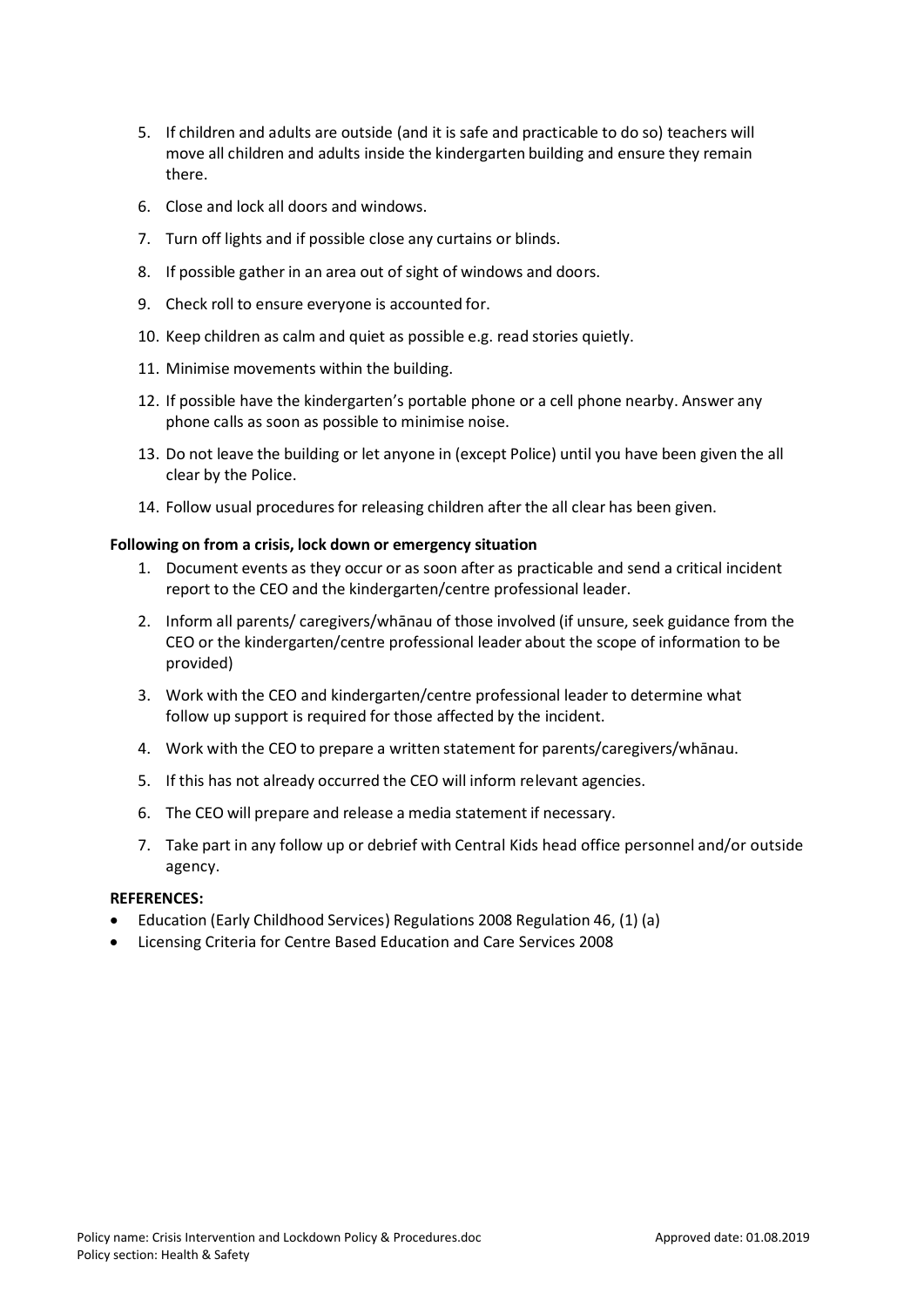5. If children and adults are outside (and it is safe and practicable to do so) teachers will move all children and adults inside the kindergarten building and ensure they remain there.
6. Close and lock all doors and windows.
7. Turn off lights and if possible close any curtains or blinds.
8. If possible gather in an area out of sight of windows and doors.
9. Check roll to ensure everyone is accounted for.
10. Keep children as calm and quiet as possible e.g. read stories quietly.
11. Minimise movements within the building.
12. If possible have the kindergarten's portable phone or a cell phone nearby. Answer any phone calls as soon as possible to minimise noise.
13. Do not leave the building or let anyone in (except Police) until you have been given the all clear by the Police.
14. Follow usual procedures for releasing children after the all clear has been given.

**Following on from a crisis, lock down or emergency situation**

1. Document events as they occur or as soon after as practicable and send a critical incident report to the CEO and the kindergarten/centre professional leader.
2. Inform all parents/ caregivers/whānau of those involved (if unsure, seek guidance from the CEO or the kindergarten/centre professional leader about the scope of information to be provided)
3. Work with the CEO and kindergarten/centre professional leader to determine what follow up support is required for those affected by the incident.
4. Work with the CEO to prepare a written statement for parents/caregivers/whānau.
5. If this has not already occurred the CEO will inform relevant agencies.
6. The CEO will prepare and release a media statement if necessary.
7. Take part in any follow up or debrief with Central Kids head office personnel and/or outside agency.

**REFERENCES:**

- Education (Early Childhood Services) Regulations 2008 Regulation 46, (1) (a)
- Licensing Criteria for Centre Based Education and Care Services 2008